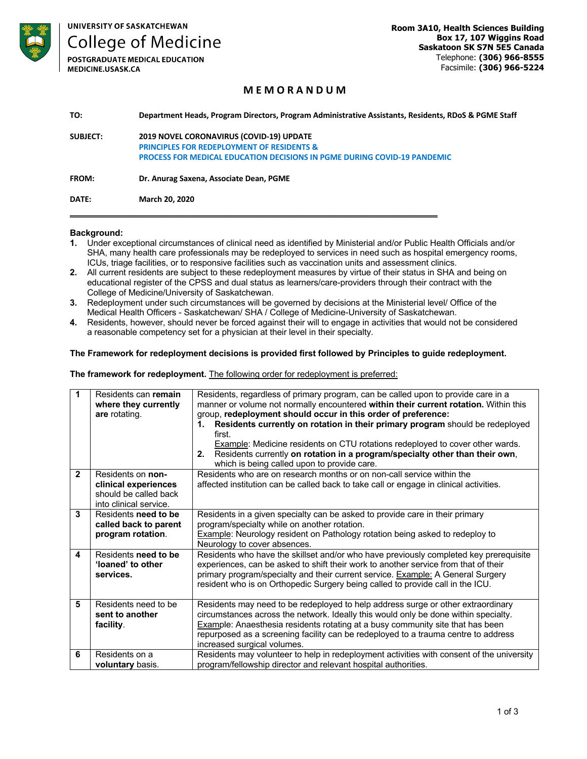UNIVERSITY OF SASKATCHEWAN
College of Medicine
POSTGRADUATE MEDICAL EDUCATION
MEDICINE.USASK.CA

Room 3A10, Health Sciences Building
Box 17, 107 Wiggins Road
Saskatoon SK S7N 5E5 Canada
Telephone: **(306) 966-8555**
Facsimile: **(306) 966-5224**

# MEMORANDUM

**TO:** Department Heads, Program Directors, Program Administrative Assistants, Residents, RDoS & PGME Staff

**SUBJECT:** 2019 NOVEL CORONAVIRUS (COVID-19) UPDATE
**PRINCIPLES FOR REDEPLOYMENT OF RESIDENTS &**
**PROCESS FOR MEDICAL EDUCATION DECISIONS IN PGME DURING COVID-19 PANDEMIC**

**FROM:** Dr. Anurag Saxena, Associate Dean, PGME

**DATE:** March 20, 2020

---

**Background:**

1. Under exceptional circumstances of clinical need as identified by Ministerial and/or Public Health Officials and/or SHA, many health care professionals may be redeployed to services in need such as hospital emergency rooms, ICUs, triage facilities, or to responsive facilities such as vaccination units and assessment clinics.
2. All current residents are subject to these redeployment measures by virtue of their status in SHA and being on educational register of the CPSS and dual status as learners/care-providers through their contract with the College of Medicine/University of Saskatchewan.
3. Redeployment under such circumstances will be governed by decisions at the Ministerial level/ Office of the Medical Health Officers - Saskatchewan/ SHA / College of Medicine-University of Saskatchewan.
4. Residents, however, should never be forced against their will to engage in activities that would not be considered a reasonable competency set for a physician at their level in their specialty.

**The Framework for redeployment decisions is provided first followed by Principles to guide redeployment.**

**The framework for redeployment.** The following order for redeployment is preferred:

| | | |
|---|---|---|
| **1** | Residents can **remain where they currently are** rotating. | Residents, regardless of primary program, can be called upon to provide care in a manner or volume not normally encountered **within their current rotation.** Within this group, **redeployment should occur in this order of preference:**<br>1. **Residents currently on rotation in their primary program** should be redeployed first.<br>Example: Medicine residents on CTU rotations redeployed to cover other wards.<br>2. Residents currently **on rotation in a program/specialty other than their own**, which is being called upon to provide care. |
| **2** | Residents on **non-clinical experiences** should be called back into clinical service. | Residents who are on research months or on non-call service within the affected institution can be called back to take call or engage in clinical activities. |
| **3** | Residents **need to be called back to parent program rotation**. | Residents in a given specialty can be asked to provide care in their primary program/specialty while on another rotation.<br>Example: Neurology resident on Pathology rotation being asked to redeploy to Neurology to cover absences. |
| **4** | Residents **need to be 'loaned' to other services.** | Residents who have the skillset and/or who have previously completed key prerequisite experiences, can be asked to shift their work to another service from that of their primary program/specialty and their current service. Example: A General Surgery resident who is on Orthopedic Surgery being called to provide call in the ICU. |
| **5** | Residents need to be **sent to another facility**. | Residents may need to be redeployed to help address surge or other extraordinary circumstances across the network. Ideally this would only be done within specialty. Example: Anaesthesia residents rotating at a busy community site that has been repurposed as a screening facility can be redeployed to a trauma centre to address increased surgical volumes. |
| **6** | Residents on a **voluntary** basis. | Residents may volunteer to help in redeployment activities with consent of the university program/fellowship director and relevant hospital authorities. |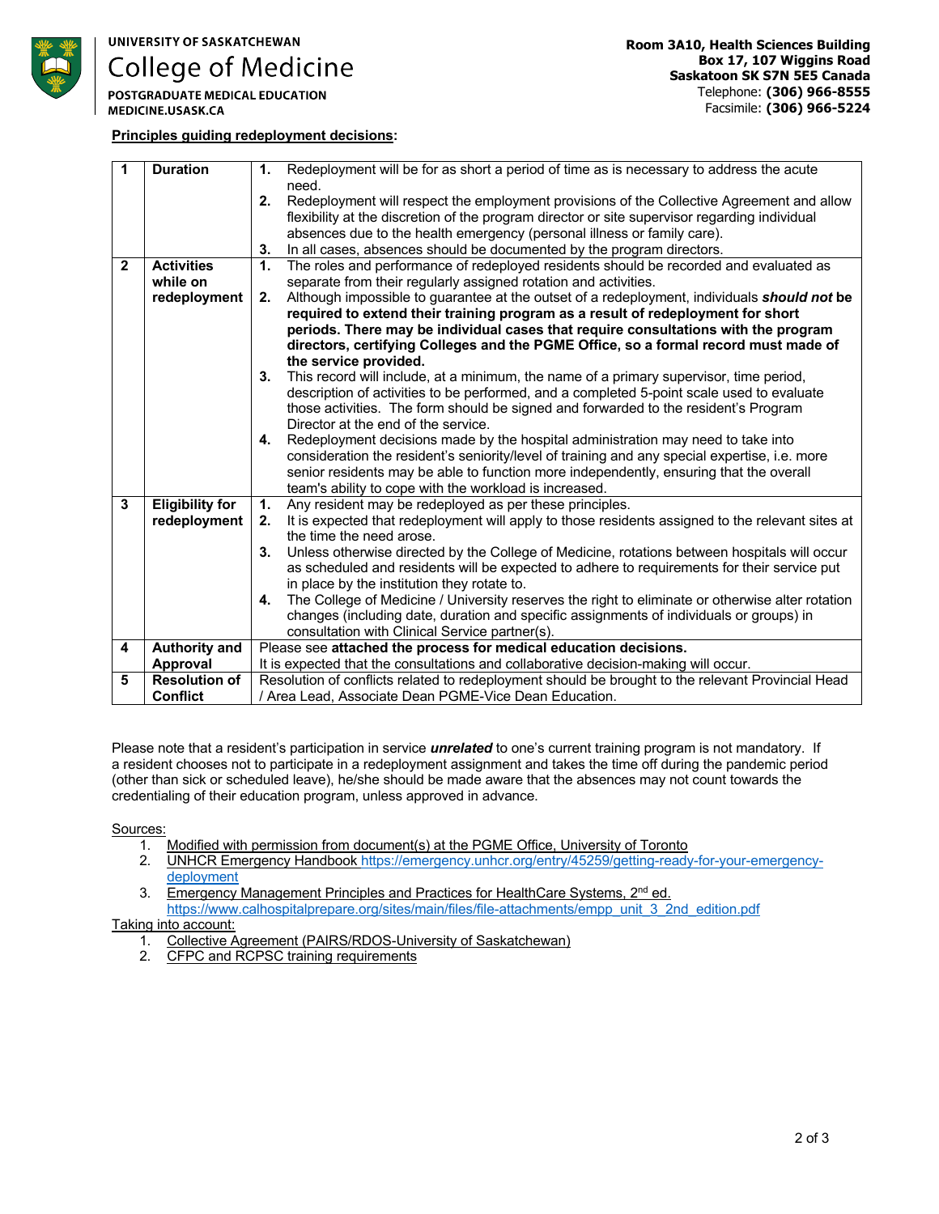**UNIVERSITY OF SASKATCHEWAN**
# College of Medicine
**POSTGRADUATE MEDICAL EDUCATION**
**MEDICINE.USASK.CA**

**Room 3A10, Health Sciences Building**
**Box 17, 107 Wiggins Road**
**Saskatoon SK S7N 5E5 Canada**
Telephone: **(306) 966-8555**
Facsimile: **(306) 966-5224**

**Principles guiding redeployment decisions:**

| | | |
|---|---|---|
| **1** | **Duration** | **1.** Redeployment will be for as short a period of time as is necessary to address the acute need.<br>**2.** Redeployment will respect the employment provisions of the Collective Agreement and allow flexibility at the discretion of the program director or site supervisor regarding individual absences due to the health emergency (personal illness or family care).<br>**3.** In all cases, absences should be documented by the program directors. |
| **2** | **Activities while on redeployment** | **1.** The roles and performance of redeployed residents should be recorded and evaluated as separate from their regularly assigned rotation and activities.<br>**2.** Although impossible to guarantee at the outset of a redeployment, individuals ***should not*** **be required to extend their training program as a result of redeployment for short periods. There may be individual cases that require consultations with the program directors, certifying Colleges and the PGME Office, so a formal record must made of the service provided.**<br>**3.** This record will include, at a minimum, the name of a primary supervisor, time period, description of activities to be performed, and a completed 5-point scale used to evaluate those activities. The form should be signed and forwarded to the resident's Program Director at the end of the service.<br>**4.** Redeployment decisions made by the hospital administration may need to take into consideration the resident's seniority/level of training and any special expertise, i.e. more senior residents may be able to function more independently, ensuring that the overall team's ability to cope with the workload is increased. |
| **3** | **Eligibility for redeployment** | **1.** Any resident may be redeployed as per these principles.<br>**2.** It is expected that redeployment will apply to those residents assigned to the relevant sites at the time the need arose.<br>**3.** Unless otherwise directed by the College of Medicine, rotations between hospitals will occur as scheduled and residents will be expected to adhere to requirements for their service put in place by the institution they rotate to.<br>**4.** The College of Medicine / University reserves the right to eliminate or otherwise alter rotation changes (including date, duration and specific assignments of individuals or groups) in consultation with Clinical Service partner(s). |
| **4** | **Authority and Approval** | Please see **attached the process for medical education decisions.**<br>It is expected that the consultations and collaborative decision-making will occur. |
| **5** | **Resolution of Conflict** | Resolution of conflicts related to redeployment should be brought to the relevant Provincial Head / Area Lead, Associate Dean PGME-Vice Dean Education. |

Please note that a resident's participation in service ***unrelated*** to one's current training program is not mandatory. If a resident chooses not to participate in a redeployment assignment and takes the time off during the pandemic period (other than sick or scheduled leave), he/she should be made aware that the absences may not count towards the credentialing of their education program, unless approved in advance.

Sources:

1. Modified with permission from document(s) at the PGME Office, University of Toronto
2. UNHCR Emergency Handbook https://emergency.unhcr.org/entry/45259/getting-ready-for-your-emergency-deployment
3. Emergency Management Principles and Practices for HealthCare Systems, 2nd ed. https://www.calhospitalprepare.org/sites/main/files/file-attachments/empp_unit_3_2nd_edition.pdf

Taking into account:

1. Collective Agreement (PAIRS/RDOS-University of Saskatchewan)
2. CFPC and RCPSC training requirements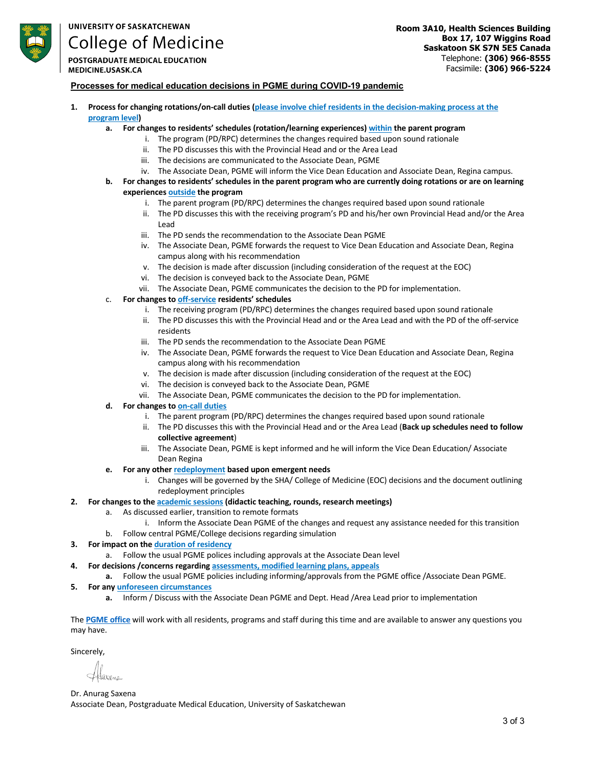UNIVERSITY OF SASKATCHEWAN
College of Medicine
POSTGRADUATE MEDICAL EDUCATION
MEDICINE.USASK.CA

**Room 3A10, Health Sciences Building**
**Box 17, 107 Wiggins Road**
**Saskatoon SK S7N 5E5 Canada**
Telephone: **(306) 966-8555**
Facsimile: **(306) 966-5224**

**Processes for medical education decisions in PGME during COVID-19 pandemic**

1. **Process for changing rotations/on-call duties (please involve chief residents in the decision-making process at the program level)**
   a. **For changes to residents' schedules (rotation/learning experiences) within the parent program**
      i. The program (PD/RPC) determines the changes required based upon sound rationale
      ii. The PD discusses this with the Provincial Head and or the Area Lead
      iii. The decisions are communicated to the Associate Dean, PGME
      iv. The Associate Dean, PGME will inform the Vice Dean Education and Associate Dean, Regina campus.
   b. **For changes to residents' schedules in the parent program who are currently doing rotations or are on learning experiences outside the program**
      i. The parent program (PD/RPC) determines the changes required based upon sound rationale
      ii. The PD discusses this with the receiving program's PD and his/her own Provincial Head and/or the Area Lead
      iii. The PD sends the recommendation to the Associate Dean PGME
      iv. The Associate Dean, PGME forwards the request to Vice Dean Education and Associate Dean, Regina campus along with his recommendation
      v. The decision is made after discussion (including consideration of the request at the EOC)
      vi. The decision is conveyed back to the Associate Dean, PGME
      vii. The Associate Dean, PGME communicates the decision to the PD for implementation.
   c. **For changes to off-service residents' schedules**
      i. The receiving program (PD/RPC) determines the changes required based upon sound rationale
      ii. The PD discusses this with the Provincial Head and or the Area Lead and with the PD of the off-service residents
      iii. The PD sends the recommendation to the Associate Dean PGME
      iv. The Associate Dean, PGME forwards the request to Vice Dean Education and Associate Dean, Regina campus along with his recommendation
      v. The decision is made after discussion (including consideration of the request at the EOC)
      vi. The decision is conveyed back to the Associate Dean, PGME
      vii. The Associate Dean, PGME communicates the decision to the PD for implementation.
   d. **For changes to on-call duties**
      i. The parent program (PD/RPC) determines the changes required based upon sound rationale
      ii. The PD discusses this with the Provincial Head and or the Area Lead (**Back up schedules need to follow collective agreement**)
      iii. The Associate Dean, PGME is kept informed and he will inform the Vice Dean Education/ Associate Dean Regina
   e. **For any other redeployment based upon emergent needs**
      i. Changes will be governed by the SHA/ College of Medicine (EOC) decisions and the document outlining redeployment principles
2. **For changes to the academic sessions (didactic teaching, rounds, research meetings)**
   a. As discussed earlier, transition to remote formats
      i. Inform the Associate Dean PGME of the changes and request any assistance needed for this transition
   b. Follow central PGME/College decisions regarding simulation
3. **For impact on the duration of residency**
   a. Follow the usual PGME polices including approvals at the Associate Dean level
4. **For decisions /concerns regarding assessments, modified learning plans, appeals**
   a. Follow the usual PGME policies including informing/approvals from the PGME office /Associate Dean PGME.
5. **For any unforeseen circumstances**
   a. Inform / Discuss with the Associate Dean PGME and Dept. Head /Area Lead prior to implementation

The **PGME office** will work with all residents, programs and staff during this time and are available to answer any questions you may have.

Sincerely,

Dr. Anurag Saxena
Associate Dean, Postgraduate Medical Education, University of Saskatchewan